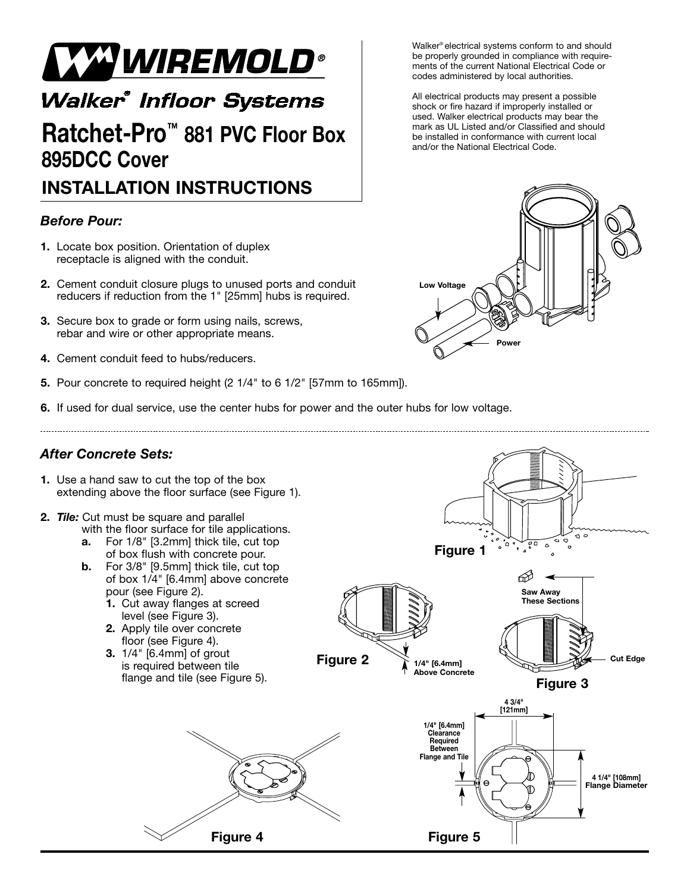# WIREMOLD®

## Walker® Infloor Systems

# Ratchet-Pro™ 881 PVC Floor Box 895DCC Cover

## INSTALLATION INSTRUCTIONS

Walker® electrical systems conform to and should be properly grounded in compliance with requirements of the current National Electrical Code or codes administered by local authorities.

All electrical products may present a possible shock or fire hazard if improperly installed or used. Walker electrical products may bear the mark as UL Listed and/or Classified and should be installed in conformance with current local and/or the National Electrical Code.

### *Before Pour:*

1. Locate box position. Orientation of duplex receptacle is aligned with the conduit.
2. Cement conduit closure plugs to unused ports and conduit reducers if reduction from the 1" [25mm] hubs is required.
3. Secure box to grade or form using nails, screws, rebar and wire or other appropriate means.
4. Cement conduit feed to hubs/reducers.
5. Pour concrete to required height (2 1/4" to 6 1/2" [57mm to 165mm]).
6. If used for dual service, use the center hubs for power and the outer hubs for low voltage.

Low Voltage

Power

### *After Concrete Sets:*

1. Use a hand saw to cut the top of the box extending above the floor surface (see Figure 1).
2. ***Tile:*** Cut must be square and parallel with the floor surface for tile applications.
   - **a.** For 1/8" [3.2mm] thick tile, cut top of box flush with concrete pour.
   - **b.** For 3/8" [9.5mm] thick tile, cut top of box 1/4" [6.4mm] above concrete pour (see Figure 2).
     1. Cut away flanges at screed level (see Figure 3).
     2. Apply tile over concrete floor (see Figure 4).
     3. 1/4" [6.4mm] of grout is required between tile flange and tile (see Figure 5).

**Figure 1**

1/4" [6.4mm] Above Concrete

**Figure 2**

Saw Away These Sections

Cut Edge

**Figure 3**

**Figure 4**

4 3/4" [121mm]

1/4" [6.4mm] Clearance Required Between Flange and Tile

4 1/4" [108mm] Flange Diameter

**Figure 5**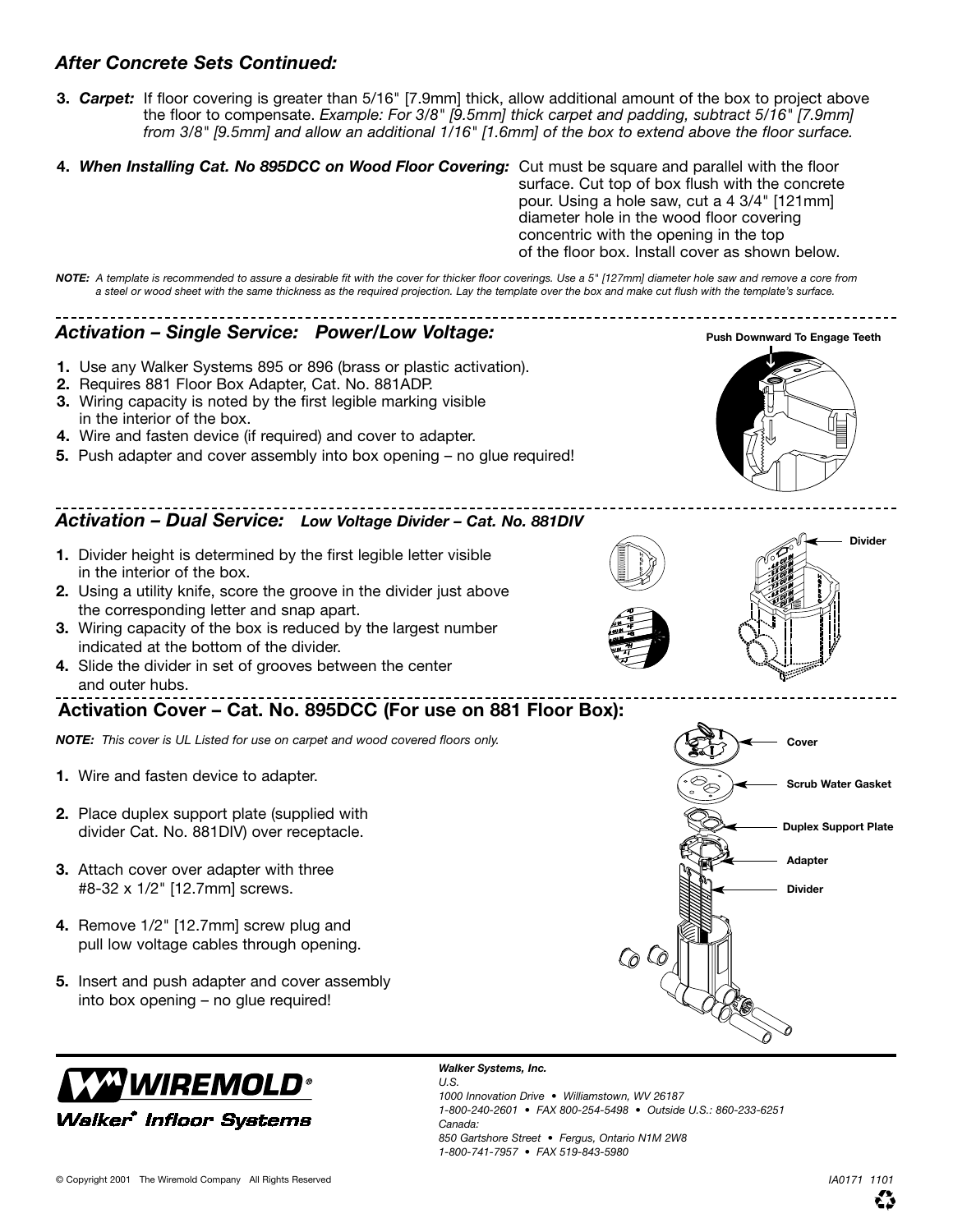## *After Concrete Sets Continued:*

3. ***Carpet:*** If floor covering is greater than 5/16" [7.9mm] thick, allow additional amount of the box to project above the floor to compensate. *Example: For 3/8" [9.5mm] thick carpet and padding, subtract 5/16" [7.9mm] from 3/8" [9.5mm] and allow an additional 1/16" [1.6mm] of the box to extend above the floor surface.*

4. ***When Installing Cat. No 895DCC on Wood Floor Covering:*** Cut must be square and parallel with the floor surface. Cut top of box flush with the concrete pour. Using a hole saw, cut a 4 3/4" [121mm] diameter hole in the wood floor covering concentric with the opening in the top of the floor box. Install cover as shown below.

***NOTE:*** *A template is recommended to assure a desirable fit with the cover for thicker floor coverings. Use a 5" [127mm] diameter hole saw and remove a core from a steel or wood sheet with the same thickness as the required projection. Lay the template over the box and make cut flush with the template's surface.*

## *Activation – Single Service: Power/Low Voltage:*

1. Use any Walker Systems 895 or 896 (brass or plastic activation).
2. Requires 881 Floor Box Adapter, Cat. No. 881ADP.
3. Wiring capacity is noted by the first legible marking visible in the interior of the box.
4. Wire and fasten device (if required) and cover to adapter.
5. Push adapter and cover assembly into box opening – no glue required!

Push Downward To Engage Teeth

## *Activation – Dual Service: Low Voltage Divider – Cat. No. 881DIV*

1. Divider height is determined by the first legible letter visible in the interior of the box.
2. Using a utility knife, score the groove in the divider just above the corresponding letter and snap apart.
3. Wiring capacity of the box is reduced by the largest number indicated at the bottom of the divider.
4. Slide the divider in set of grooves between the center and outer hubs.

Divider

## Activation Cover – Cat. No. 895DCC (For use on 881 Floor Box):

***NOTE:*** *This cover is UL Listed for use on carpet and wood covered floors only.*

1. Wire and fasten device to adapter.
2. Place duplex support plate (supplied with divider Cat. No. 881DIV) over receptacle.
3. Attach cover over adapter with three #8-32 x 1/2" [12.7mm] screws.
4. Remove 1/2" [12.7mm] screw plug and pull low voltage cables through opening.
5. Insert and push adapter and cover assembly into box opening – no glue required!

Cover
Scrub Water Gasket
Duplex Support Plate
Adapter
Divider

WIREMOLD®
Walker® Infloor Systems

***Walker Systems, Inc.***
*U.S.*
*1000 Innovation Drive • Williamstown, WV 26187*
*1-800-240-2601 • FAX 800-254-5498 • Outside U.S.: 860-233-6251*
*Canada:*
*850 Gartshore Street • Fergus, Ontario N1M 2W8*
*1-800-741-7957 • FAX 519-843-5980*

© Copyright 2001 The Wiremold Company All Rights Reserved

*IA0171 1101*